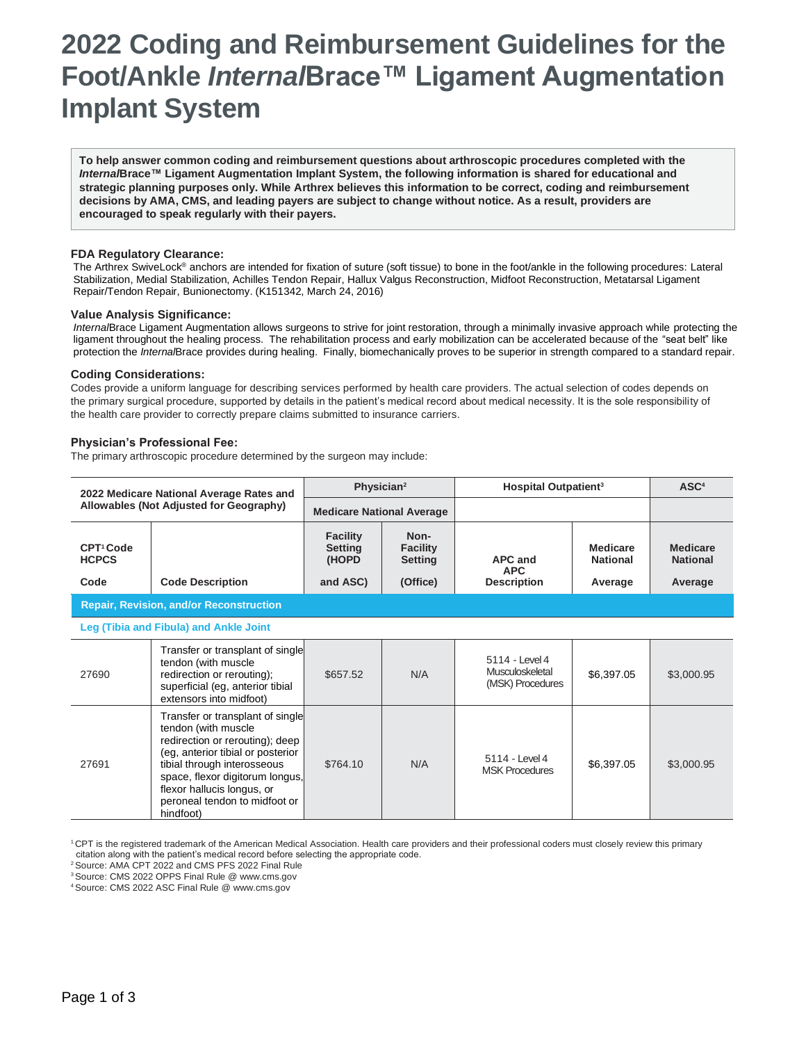# 2022 Coding and Reimbursement Guidelines for the Foot/Ankle *Internal*Brace™ Ligament Augmentation Implant System

**To help answer common coding and reimbursement questions about arthroscopic procedures completed with the *Internal*Brace™ Ligament Augmentation Implant System, the following information is shared for educational and strategic planning purposes only. While Arthrex believes this information to be correct, coding and reimbursement decisions by AMA, CMS, and leading payers are subject to change without notice. As a result, providers are encouraged to speak regularly with their payers.**

### FDA Regulatory Clearance:

The Arthrex SwiveLock® anchors are intended for fixation of suture (soft tissue) to bone in the foot/ankle in the following procedures: Lateral Stabilization, Medial Stabilization, Achilles Tendon Repair, Hallux Valgus Reconstruction, Midfoot Reconstruction, Metatarsal Ligament Repair/Tendon Repair, Bunionectomy. (K151342, March 24, 2016)

### Value Analysis Significance:

*Internal*Brace Ligament Augmentation allows surgeons to strive for joint restoration, through a minimally invasive approach while protecting the ligament throughout the healing process. The rehabilitation process and early mobilization can be accelerated because of the "seat belt" like protection the *Internal*Brace provides during healing. Finally, biomechanically proves to be superior in strength compared to a standard repair.

### Coding Considerations:

Codes provide a uniform language for describing services performed by health care providers. The actual selection of codes depends on the primary surgical procedure, supported by details in the patient's medical record about medical necessity. It is the sole responsibility of the health care provider to correctly prepare claims submitted to insurance carriers.

### Physician's Professional Fee:

The primary arthroscopic procedure determined by the surgeon may include:

| 2022 Medicare National Average Rates and Allowables (Not Adjusted for Geography) | | Physician[2] | | Hospital Outpatient[3] | | ASC[4] |
|---|---|---|---|---|---|---|
| | | Medicare National Average | | | | |
| CPT[1] Code HCPCS Code | Code Description | Facility Setting (HOPD and ASC) | Non-Facility Setting (Office) | APC and APC Description | Medicare National Average | Medicare National Average |
| **Repair, Revision, and/or Reconstruction** | | | | | | |
| **Leg (Tibia and Fibula) and Ankle Joint** | | | | | | |
| 27690 | Transfer or transplant of single tendon (with muscle redirection or rerouting); superficial (eg, anterior tibial extensors into midfoot) | $657.52 | N/A | 5114 - Level 4 Musculoskeletal (MSK) Procedures | $6,397.05 | $3,000.95 |
| 27691 | Transfer or transplant of single tendon (with muscle redirection or rerouting); deep (eg, anterior tibial or posterior tibial through interosseous space, flexor digitorum longus, flexor hallucis longus, or peroneal tendon to midfoot or hindfoot) | $764.10 | N/A | 5114 - Level 4 MSK Procedures | $6,397.05 | $3,000.95 |

[1] CPT is the registered trademark of the American Medical Association. Health care providers and their professional coders must closely review this primary citation along with the patient's medical record before selecting the appropriate code.
[2] Source: AMA CPT 2022 and CMS PFS 2022 Final Rule
[3] Source: CMS 2022 OPPS Final Rule @ www.cms.gov
[4] Source: CMS 2022 ASC Final Rule @ www.cms.gov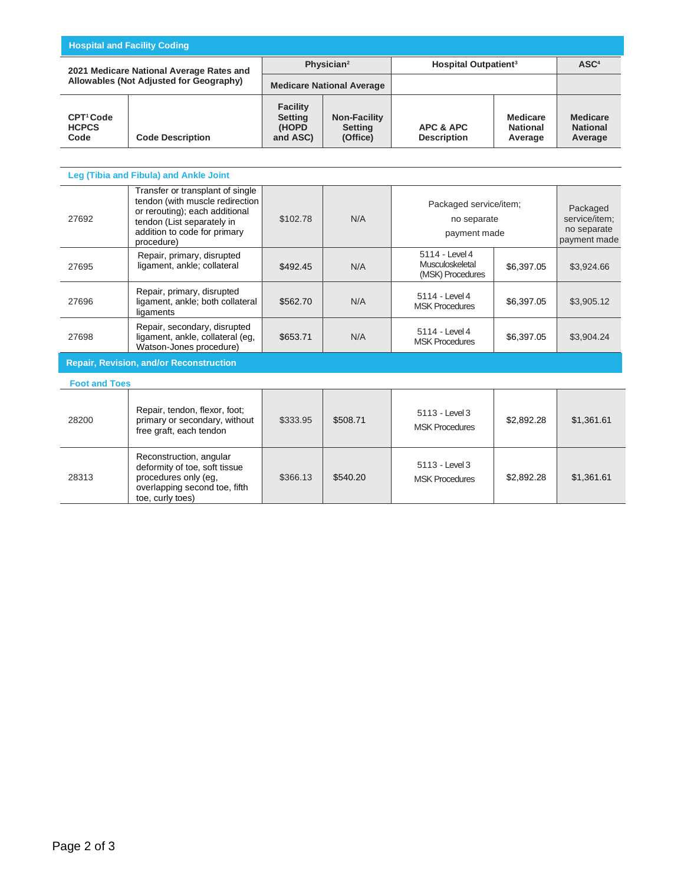## Hospital and Facility Coding

| 2021 Medicare National Average Rates and Allowables (Not Adjusted for Geography) | | Physician[2] | | Hospital Outpatient[3] | | ASC[4] |
|---|---|---|---|---|---|---|
| | | Medicare National Average | | | | |
| CPT[1] Code HCPCS Code | Code Description | Facility Setting (HOPD and ASC) | Non-Facility Setting (Office) | APC & APC Description | Medicare National Average | Medicare National Average |
| **Leg (Tibia and Fibula) and Ankle Joint** | | | | | | |
| 27692 | Transfer or transplant of single tendon (with muscle redirection or rerouting); each additional tendon (List separately in addition to code for primary procedure) | $102.78 | N/A | Packaged service/item; no separate payment made | | Packaged service/item; no separate payment made |
| 27695 | Repair, primary, disrupted ligament, ankle; collateral | $492.45 | N/A | 5114 - Level 4 Musculoskeletal (MSK) Procedures | $6,397.05 | $3,924.66 |
| 27696 | Repair, primary, disrupted ligament, ankle; both collateral ligaments | $562.70 | N/A | 5114 - Level 4 MSK Procedures | $6,397.05 | $3,905.12 |
| 27698 | Repair, secondary, disrupted ligament, ankle, collateral (eg, Watson-Jones procedure) | $653.71 | N/A | 5114 - Level 4 MSK Procedures | $6,397.05 | $3,904.24 |
| **Repair, Revision, and/or Reconstruction** | | | | | | |
| **Foot and Toes** | | | | | | |
| 28200 | Repair, tendon, flexor, foot; primary or secondary, without free graft, each tendon | $333.95 | $508.71 | 5113 - Level 3 MSK Procedures | $2,892.28 | $1,361.61 |
| 28313 | Reconstruction, angular deformity of toe, soft tissue procedures only (eg, overlapping second toe, fifth toe, curly toes) | $366.13 | $540.20 | 5113 - Level 3 MSK Procedures | $2,892.28 | $1,361.61 |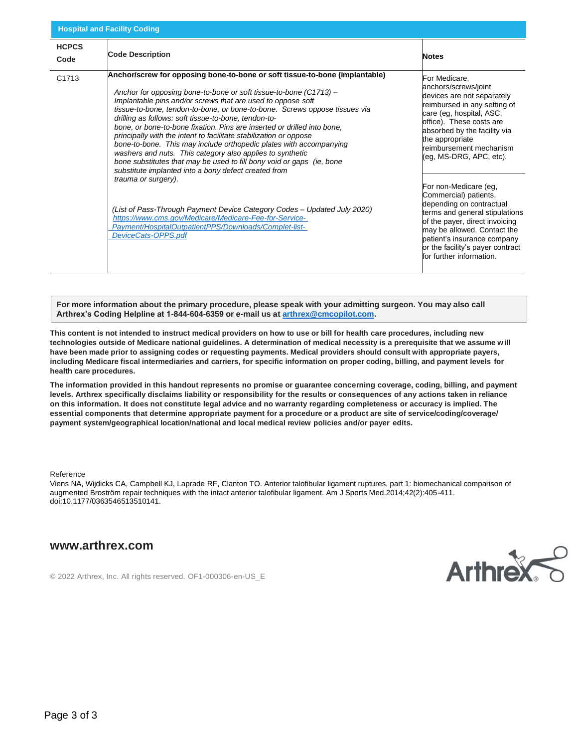## Hospital and Facility Coding

| HCPCS Code | Code Description | Notes |
|---|---|---|
| C1713 | **Anchor/screw for opposing bone-to-bone or soft tissue-to-bone (implantable)**<br><br>*Anchor for opposing bone-to-bone or soft tissue-to-bone (C1713) – Implantable pins and/or screws that are used to oppose soft tissue-to-bone, tendon-to-bone, or bone-to-bone. Screws oppose tissues via drilling as follows: soft tissue-to-bone, tendon-to-bone, or bone-to-bone fixation. Pins are inserted or drilled into bone, principally with the intent to facilitate stabilization or oppose bone-to-bone. This may include orthopedic plates with accompanying washers and nuts. This category also applies to synthetic bone substitutes that may be used to fill bony void or gaps (ie, bone substitute implanted into a bony defect created from trauma or surgery).*<br><br>*(List of Pass-Through Payment Device Category Codes – Updated July 2020)* *https://www.cms.gov/Medicare/Medicare-Fee-for-Service-Payment/HospitalOutpatientPPS/Downloads/Complet-list-DeviceCats-OPPS.pdf* | For Medicare, anchors/screws/joint devices are not separately reimbursed in any setting of care (eg, hospital, ASC, office). These costs are absorbed by the facility via the appropriate reimbursement mechanism (eg, MS-DRG, APC, etc).<br><br>For non-Medicare (eg, Commercial) patients, depending on contractual terms and general stipulations of the payer, direct invoicing may be allowed. Contact the patient's insurance company or the facility's payer contract for further information. |

**For more information about the primary procedure, please speak with your admitting surgeon. You may also call Arthrex's Coding Helpline at 1-844-604-6359 or e-mail us at arthrex@cmcopilot.com.**

**This content is not intended to instruct medical providers on how to use or bill for health care procedures, including new technologies outside of Medicare national guidelines. A determination of medical necessity is a prerequisite that we assume will have been made prior to assigning codes or requesting payments. Medical providers should consult with appropriate payers, including Medicare fiscal intermediaries and carriers, for specific information on proper coding, billing, and payment levels for health care procedures.**

**The information provided in this handout represents no promise or guarantee concerning coverage, coding, billing, and payment levels. Arthrex specifically disclaims liability or responsibility for the results or consequences of any actions taken in reliance on this information. It does not constitute legal advice and no warranty regarding completeness or accuracy is implied. The essential components that determine appropriate payment for a procedure or a product are site of service/coding/coverage/payment system/geographical location/national and local medical review policies and/or payer edits.**

Reference

Viens NA, Wijdicks CA, Campbell KJ, Laprade RF, Clanton TO. Anterior talofibular ligament ruptures, part 1: biomechanical comparison of augmented Broström repair techniques with the intact anterior talofibular ligament. Am J Sports Med.2014;42(2):405-411. doi:10.1177/0363546513510141.

**www.arthrex.com**

© 2022 Arthrex, Inc. All rights reserved. OF1-000306-en-US_E